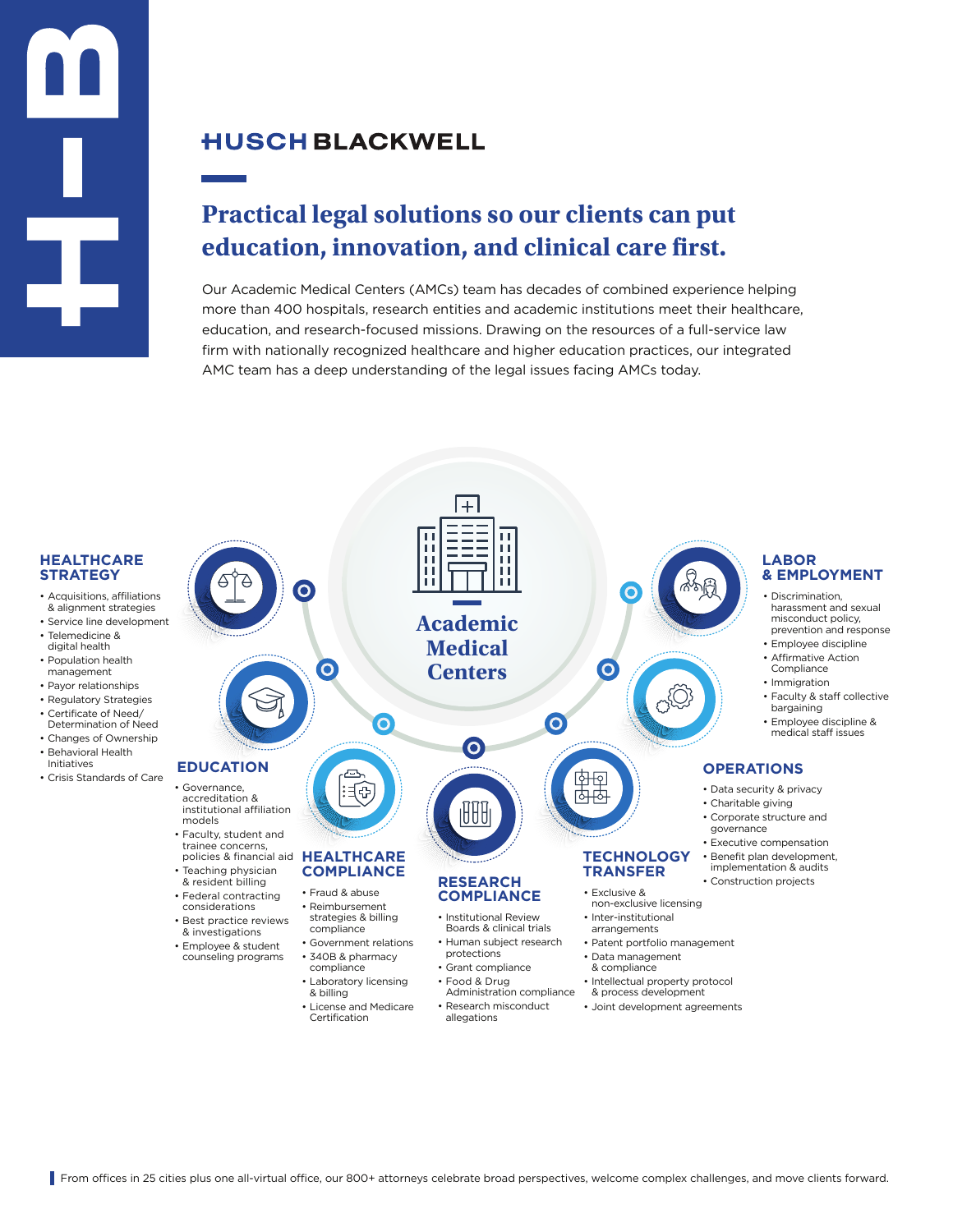**HUSCH BLACKWELL**

# Practical legal solutions so our clients can put education, innovation, and clinical care first.

Our Academic Medical Centers (AMCs) team has decades of combined experience helping more than 400 hospitals, research entities and academic institutions meet their healthcare, education, and research-focused missions. Drawing on the resources of a full-service law firm with nationally recognized healthcare and higher education practices, our integrated AMC team has a deep understanding of the legal issues facing AMCs today.

## Academic Medical Centers

### HEALTHCARE STRATEGY

- Acquisitions, affiliations & alignment strategies
- Service line development
- Telemedicine & digital health
- Population health management
- Payor relationships
- Regulatory Strategies
- Certificate of Need/ Determination of Need
- Changes of Ownership
- Behavioral Health Initiatives
- Crisis Standards of Care

### EDUCATION

- Governance, accreditation & institutional affiliation models
- Faculty, student and trainee concerns, policies & financial aid
- Teaching physician & resident billing
- Federal contracting considerations
- Best practice reviews & investigations
- Employee & student counseling programs

### HEALTHCARE COMPLIANCE

- Fraud & abuse
- Reimbursement strategies & billing compliance
- Government relations
- 340B & pharmacy compliance
- Laboratory licensing & billing
- License and Medicare Certification

### RESEARCH COMPLIANCE

- Institutional Review Boards & clinical trials
- Human subject research protections
- Grant compliance
- Food & Drug Administration compliance
- Research misconduct allegations

### TECHNOLOGY TRANSFER

- Exclusive & non-exclusive licensing
- Inter-institutional arrangements
- Patent portfolio management
- Data management & compliance
- Intellectual property protocol & process development
- Joint development agreements

### OPERATIONS

- Data security & privacy
- Charitable giving
- Corporate structure and governance
- Executive compensation
- Benefit plan development, implementation & audits
- Construction projects

### LABOR & EMPLOYMENT

- Discrimination, harassment and sexual misconduct policy, prevention and response
- Employee discipline
- Affirmative Action Compliance
- Immigration
- Faculty & staff collective bargaining
- Employee discipline & medical staff issues

From offices in 25 cities plus one all-virtual office, our 800+ attorneys celebrate broad perspectives, welcome complex challenges, and move clients forward.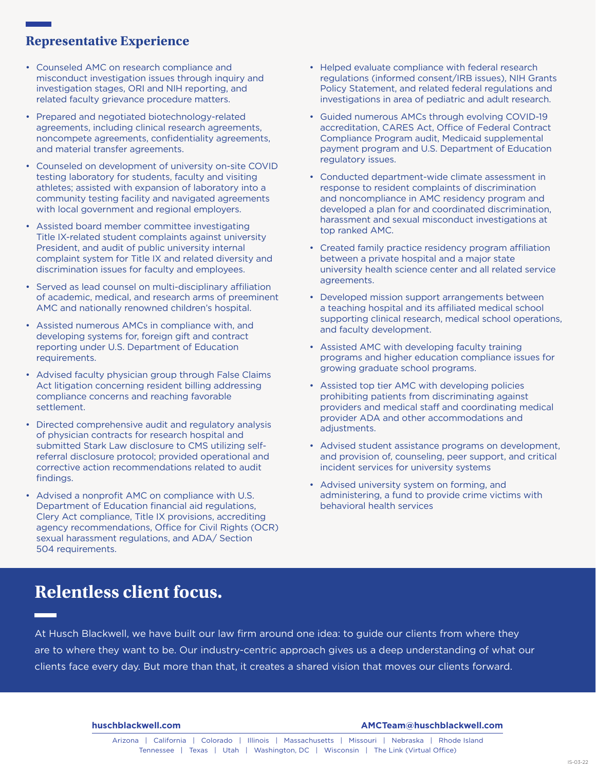## Representative Experience

- Counseled AMC on research compliance and misconduct investigation issues through inquiry and investigation stages, ORI and NIH reporting, and related faculty grievance procedure matters.
- Prepared and negotiated biotechnology-related agreements, including clinical research agreements, noncompete agreements, confidentiality agreements, and material transfer agreements.
- Counseled on development of university on-site COVID testing laboratory for students, faculty and visiting athletes; assisted with expansion of laboratory into a community testing facility and navigated agreements with local government and regional employers.
- Assisted board member committee investigating Title IX-related student complaints against university President, and audit of public university internal complaint system for Title IX and related diversity and discrimination issues for faculty and employees.
- Served as lead counsel on multi-disciplinary affiliation of academic, medical, and research arms of preeminent AMC and nationally renowned children's hospital.
- Assisted numerous AMCs in compliance with, and developing systems for, foreign gift and contract reporting under U.S. Department of Education requirements.
- Advised faculty physician group through False Claims Act litigation concerning resident billing addressing compliance concerns and reaching favorable settlement.
- Directed comprehensive audit and regulatory analysis of physician contracts for research hospital and submitted Stark Law disclosure to CMS utilizing self-referral disclosure protocol; provided operational and corrective action recommendations related to audit findings.
- Advised a nonprofit AMC on compliance with U.S. Department of Education financial aid regulations, Clery Act compliance, Title IX provisions, accrediting agency recommendations, Office for Civil Rights (OCR) sexual harassment regulations, and ADA/ Section 504 requirements.
- Helped evaluate compliance with federal research regulations (informed consent/IRB issues), NIH Grants Policy Statement, and related federal regulations and investigations in area of pediatric and adult research.
- Guided numerous AMCs through evolving COVID-19 accreditation, CARES Act, Office of Federal Contract Compliance Program audit, Medicaid supplemental payment program and U.S. Department of Education regulatory issues.
- Conducted department-wide climate assessment in response to resident complaints of discrimination and noncompliance in AMC residency program and developed a plan for and coordinated discrimination, harassment and sexual misconduct investigations at top ranked AMC.
- Created family practice residency program affiliation between a private hospital and a major state university health science center and all related service agreements.
- Developed mission support arrangements between a teaching hospital and its affiliated medical school supporting clinical research, medical school operations, and faculty development.
- Assisted AMC with developing faculty training programs and higher education compliance issues for growing graduate school programs.
- Assisted top tier AMC with developing policies prohibiting patients from discriminating against providers and medical staff and coordinating medical provider ADA and other accommodations and adjustments.
- Advised student assistance programs on development, and provision of, counseling, peer support, and critical incident services for university systems
- Advised university system on forming, and administering, a fund to provide crime victims with behavioral health services

## Relentless client focus.

At Husch Blackwell, we have built our law firm around one idea: to guide our clients from where they are to where they want to be. Our industry-centric approach gives us a deep understanding of what our clients face every day. But more than that, it creates a shared vision that moves our clients forward.

**huschblackwell.com** **AMCTeam@huschblackwell.com**

Arizona | California | Colorado | Illinois | Massachusetts | Missouri | Nebraska | Rhode Island
Tennessee | Texas | Utah | Washington, DC | Wisconsin | The Link (Virtual Office)

IS-03-22